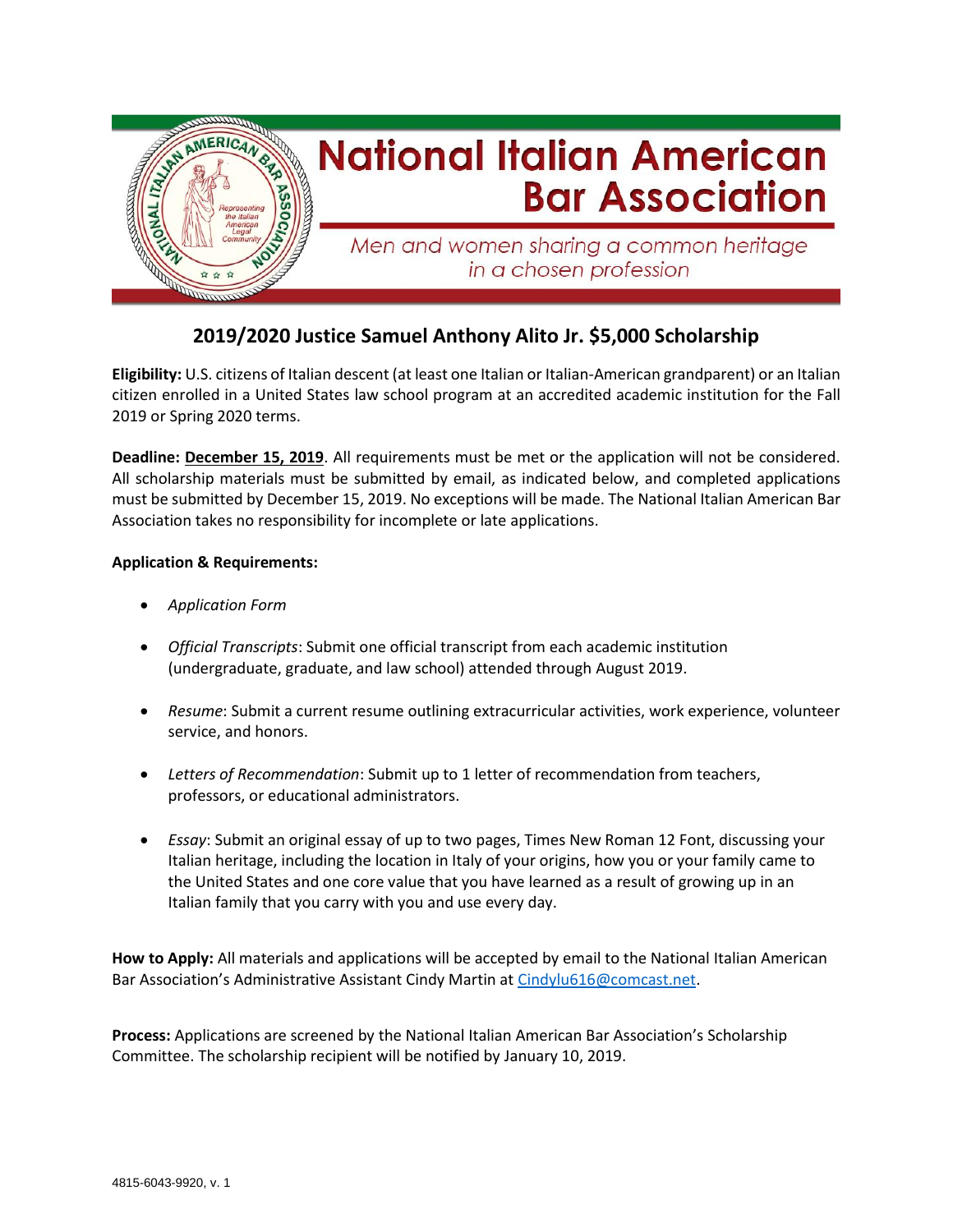# National Italian American Bar Association

*Men and women sharing a common heritage in a chosen profession*

## 2019/2020 Justice Samuel Anthony Alito Jr. $5,000 Scholarship

**Eligibility:** U.S. citizens of Italian descent (at least one Italian or Italian-American grandparent) or an Italian citizen enrolled in a United States law school program at an accredited academic institution for the Fall 2019 or Spring 2020 terms.

**Deadline: December 15, 2019**. All requirements must be met or the application will not be considered. All scholarship materials must be submitted by email, as indicated below, and completed applications must be submitted by December 15, 2019. No exceptions will be made. The National Italian American Bar Association takes no responsibility for incomplete or late applications.

**Application & Requirements:**

- *Application Form*
- *Official Transcripts*: Submit one official transcript from each academic institution (undergraduate, graduate, and law school) attended through August 2019.
- *Resume*: Submit a current resume outlining extracurricular activities, work experience, volunteer service, and honors.
- *Letters of Recommendation*: Submit up to 1 letter of recommendation from teachers, professors, or educational administrators.
- *Essay*: Submit an original essay of up to two pages, Times New Roman 12 Font, discussing your Italian heritage, including the location in Italy of your origins, how you or your family came to the United States and one core value that you have learned as a result of growing up in an Italian family that you carry with you and use every day.

**How to Apply:** All materials and applications will be accepted by email to the National Italian American Bar Association's Administrative Assistant Cindy Martin at Cindylu616@comcast.net.

**Process:** Applications are screened by the National Italian American Bar Association's Scholarship Committee. The scholarship recipient will be notified by January 10, 2019.

4815-6043-9920, v. 1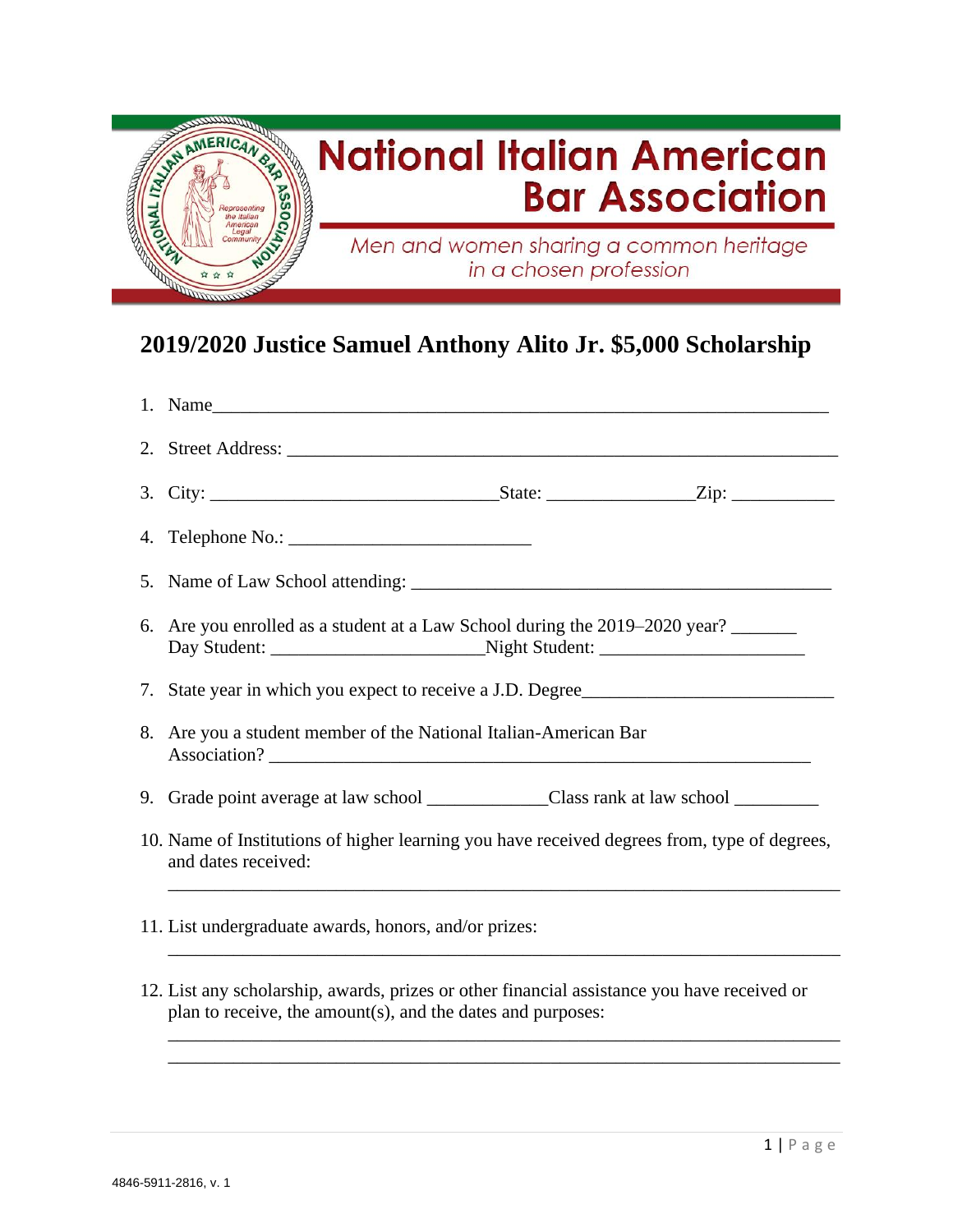# National Italian American Bar Association

*Men and women sharing a common heritage in a chosen profession*

## 2019/2020 Justice Samuel Anthony Alito Jr. $5,000 Scholarship

1. Name_______________________________________________________________
2. Street Address: _______________________________________________________
3. City: ____________________________State: ______________Zip: __________
4. Telephone No.: _________________________
5. Name of Law School attending: _____________________________________________
6. Are you enrolled as a student at a Law School during the 2019–2020 year? _______
   Day Student: ______________________Night Student: _____________________
7. State year in which you expect to receive a J.D. Degree__________________________
8. Are you a student member of the National Italian-American Bar Association? _________________________________________________________
9. Grade point average at law school ____________Class rank at law school _________
10. Name of Institutions of higher learning you have received degrees from, type of degrees, and dates received:
    ______________________________________________________________________
11. List undergraduate awards, honors, and/or prizes:
    ______________________________________________________________________
12. List any scholarship, awards, prizes or other financial assistance you have received or plan to receive, the amount(s), and the dates and purposes:
    ______________________________________________________________________
    ______________________________________________________________________

4846-5911-2816, v. 1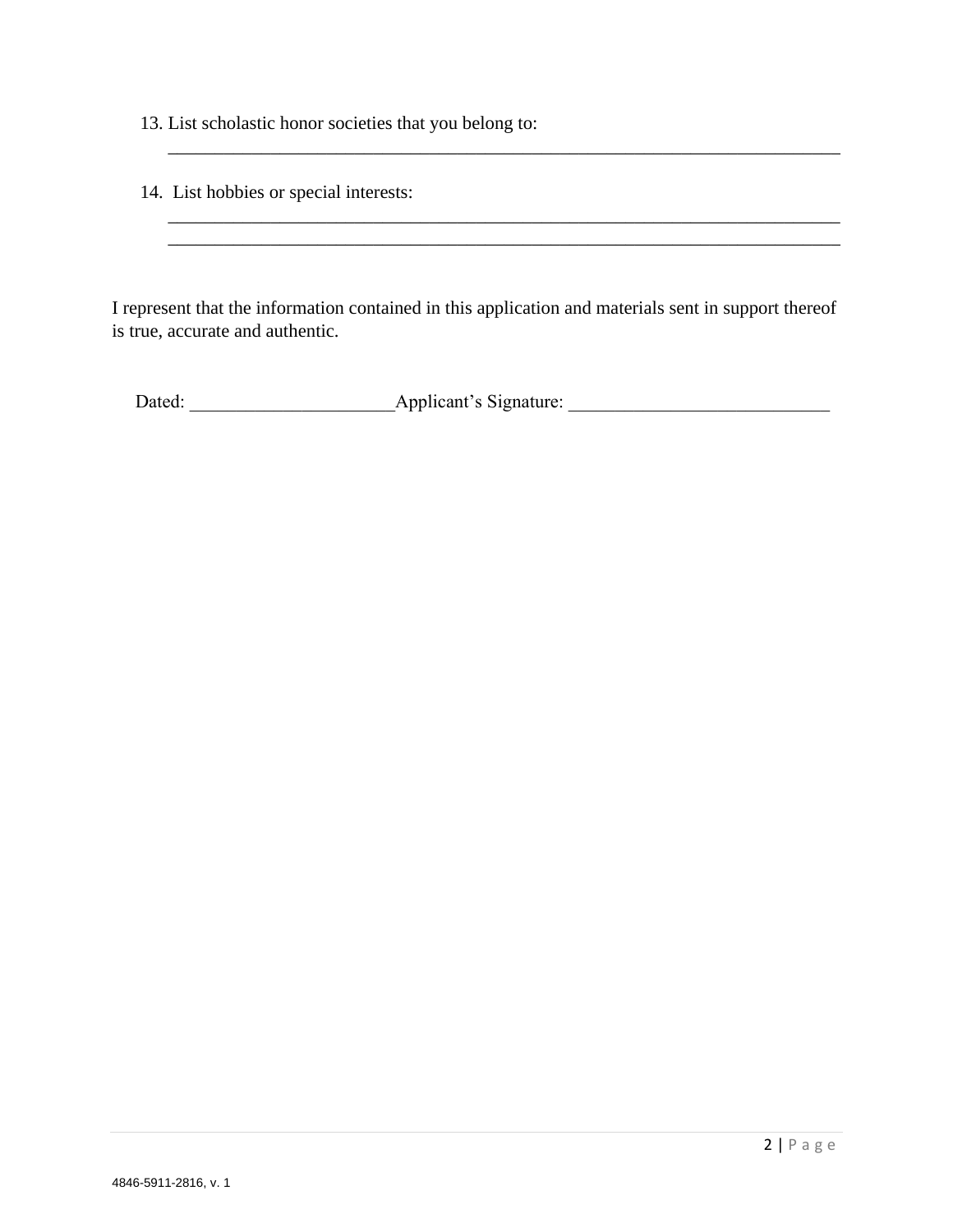13. List scholastic honor societies that you belong to:

    ___________________________________________________________________________

14. List hobbies or special interests:

    ___________________________________________________________________________
    ___________________________________________________________________________

I represent that the information contained in this application and materials sent in support thereof is true, accurate and authentic.

Dated: ______________________Applicant's Signature: ____________________________

4846-5911-2816, v. 1